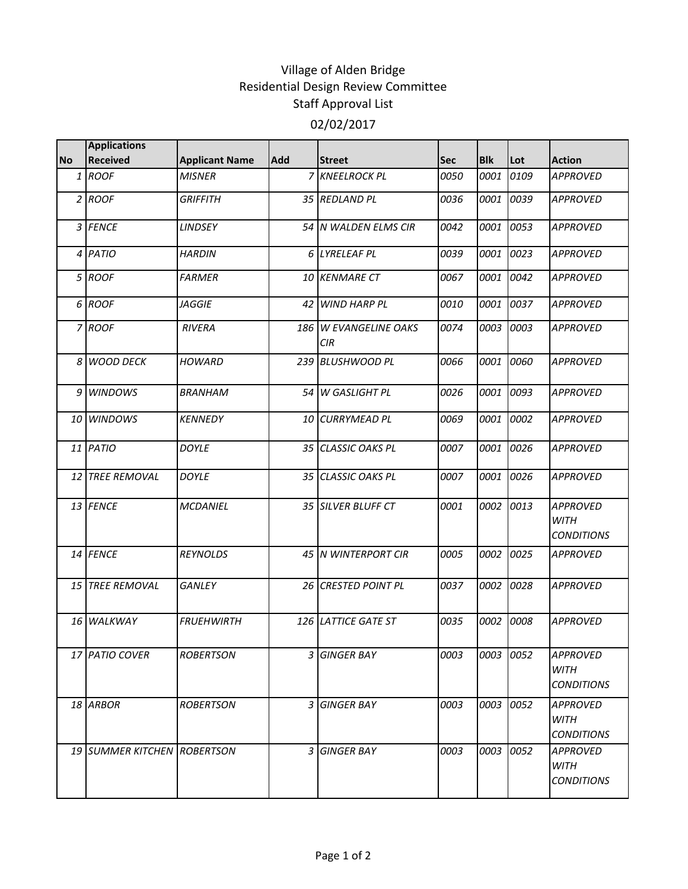# Village of Alden Bridge
## Residential Design Review Committee
## Staff Approval List
## 02/02/2017

| No | Applications Received | Applicant Name | Add | Street | Sec | Blk | Lot | Action |
|---|---|---|---|---|---|---|---|---|
| 1 | *ROOF* | *MISNER* | *7* | *KNEELROCK PL* | *0050* | *0001* | *0109* | *APPROVED* |
| 2 | *ROOF* | *GRIFFITH* | *35* | *REDLAND PL* | *0036* | *0001* | *0039* | *APPROVED* |
| 3 | *FENCE* | *LINDSEY* | *54* | *N WALDEN ELMS CIR* | *0042* | *0001* | *0053* | *APPROVED* |
| 4 | *PATIO* | *HARDIN* | *6* | *LYRELEAF PL* | *0039* | *0001* | *0023* | *APPROVED* |
| 5 | *ROOF* | *FARMER* | *10* | *KENMARE CT* | *0067* | *0001* | *0042* | *APPROVED* |
| 6 | *ROOF* | *JAGGIE* | *42* | *WIND HARP PL* | *0010* | *0001* | *0037* | *APPROVED* |
| 7 | *ROOF* | *RIVERA* | *186* | *W EVANGELINE OAKS CIR* | *0074* | *0003* | *0003* | *APPROVED* |
| 8 | *WOOD DECK* | *HOWARD* | *239* | *BLUSHWOOD PL* | *0066* | *0001* | *0060* | *APPROVED* |
| 9 | *WINDOWS* | *BRANHAM* | *54* | *W GASLIGHT PL* | *0026* | *0001* | *0093* | *APPROVED* |
| 10 | *WINDOWS* | *KENNEDY* | *10* | *CURRYMEAD PL* | *0069* | *0001* | *0002* | *APPROVED* |
| 11 | *PATIO* | *DOYLE* | *35* | *CLASSIC OAKS PL* | *0007* | *0001* | *0026* | *APPROVED* |
| 12 | *TREE REMOVAL* | *DOYLE* | *35* | *CLASSIC OAKS PL* | *0007* | *0001* | *0026* | *APPROVED* |
| 13 | *FENCE* | *MCDANIEL* | *35* | *SILVER BLUFF CT* | *0001* | *0002* | *0013* | *APPROVED WITH CONDITIONS* |
| 14 | *FENCE* | *REYNOLDS* | *45* | *N WINTERPORT CIR* | *0005* | *0002* | *0025* | *APPROVED* |
| 15 | *TREE REMOVAL* | *GANLEY* | *26* | *CRESTED POINT PL* | *0037* | *0002* | *0028* | *APPROVED* |
| 16 | *WALKWAY* | *FRUEHWIRTH* | *126* | *LATTICE GATE ST* | *0035* | *0002* | *0008* | *APPROVED* |
| 17 | *PATIO COVER* | *ROBERTSON* | *3* | *GINGER BAY* | *0003* | *0003* | *0052* | *APPROVED WITH CONDITIONS* |
| 18 | *ARBOR* | *ROBERTSON* | *3* | *GINGER BAY* | *0003* | *0003* | *0052* | *APPROVED WITH CONDITIONS* |
| 19 | *SUMMER KITCHEN* | *ROBERTSON* | *3* | *GINGER BAY* | *0003* | *0003* | *0052* | *APPROVED WITH CONDITIONS* |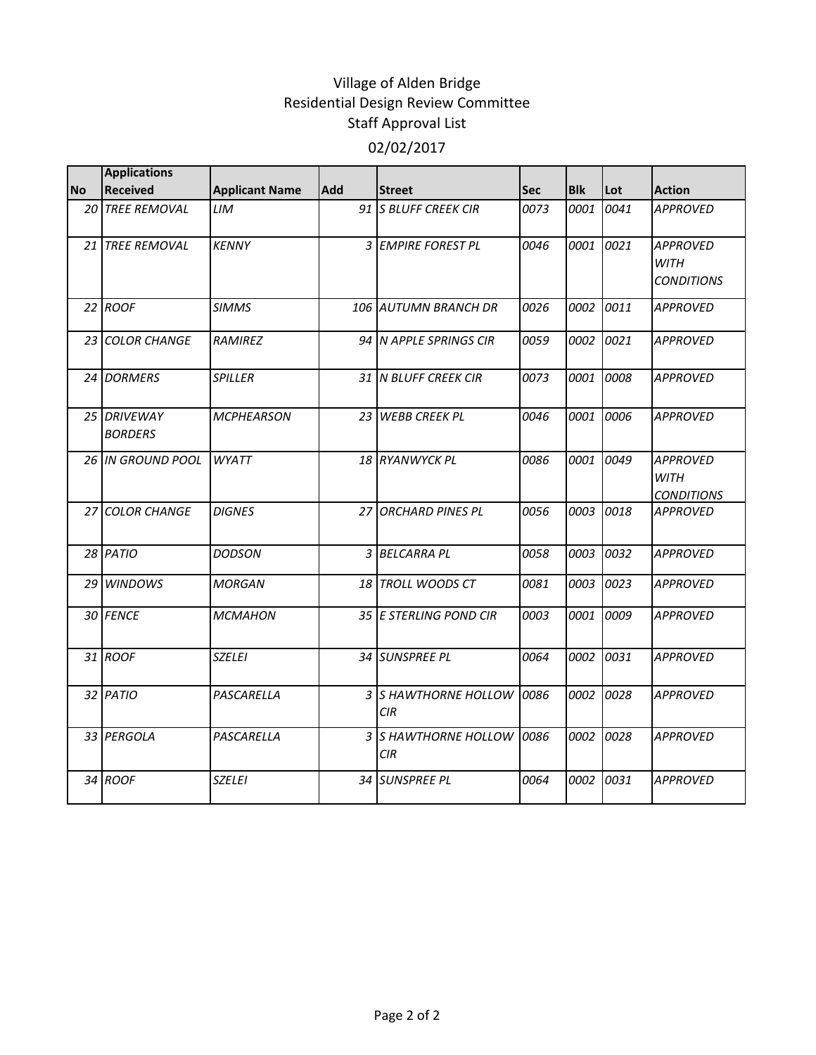# Village of Alden Bridge
## Residential Design Review Committee
### Staff Approval List
### 02/02/2017

| No | Applications Received | Applicant Name | Add | Street | Sec | Blk | Lot | Action |
|---|---|---|---|---|---|---|---|---|
| 20 | TREE REMOVAL | LIM | 91 | S BLUFF CREEK CIR | 0073 | 0001 | 0041 | APPROVED |
| 21 | TREE REMOVAL | KENNY | 3 | EMPIRE FOREST PL | 0046 | 0001 | 0021 | APPROVED WITH CONDITIONS |
| 22 | ROOF | SIMMS | 106 | AUTUMN BRANCH DR | 0026 | 0002 | 0011 | APPROVED |
| 23 | COLOR CHANGE | RAMIREZ | 94 | N APPLE SPRINGS CIR | 0059 | 0002 | 0021 | APPROVED |
| 24 | DORMERS | SPILLER | 31 | N BLUFF CREEK CIR | 0073 | 0001 | 0008 | APPROVED |
| 25 | DRIVEWAY BORDERS | MCPHEARSON | 23 | WEBB CREEK PL | 0046 | 0001 | 0006 | APPROVED |
| 26 | IN GROUND POOL | WYATT | 18 | RYANWYCK PL | 0086 | 0001 | 0049 | APPROVED WITH CONDITIONS |
| 27 | COLOR CHANGE | DIGNES | 27 | ORCHARD PINES PL | 0056 | 0003 | 0018 | APPROVED |
| 28 | PATIO | DODSON | 3 | BELCARRA PL | 0058 | 0003 | 0032 | APPROVED |
| 29 | WINDOWS | MORGAN | 18 | TROLL WOODS CT | 0081 | 0003 | 0023 | APPROVED |
| 30 | FENCE | MCMAHON | 35 | E STERLING POND CIR | 0003 | 0001 | 0009 | APPROVED |
| 31 | ROOF | SZELEI | 34 | SUNSPREE PL | 0064 | 0002 | 0031 | APPROVED |
| 32 | PATIO | PASCARELLA | 3 | S HAWTHORNE HOLLOW CIR | 0086 | 0002 | 0028 | APPROVED |
| 33 | PERGOLA | PASCARELLA | 3 | S HAWTHORNE HOLLOW CIR | 0086 | 0002 | 0028 | APPROVED |
| 34 | ROOF | SZELEI | 34 | SUNSPREE PL | 0064 | 0002 | 0031 | APPROVED |